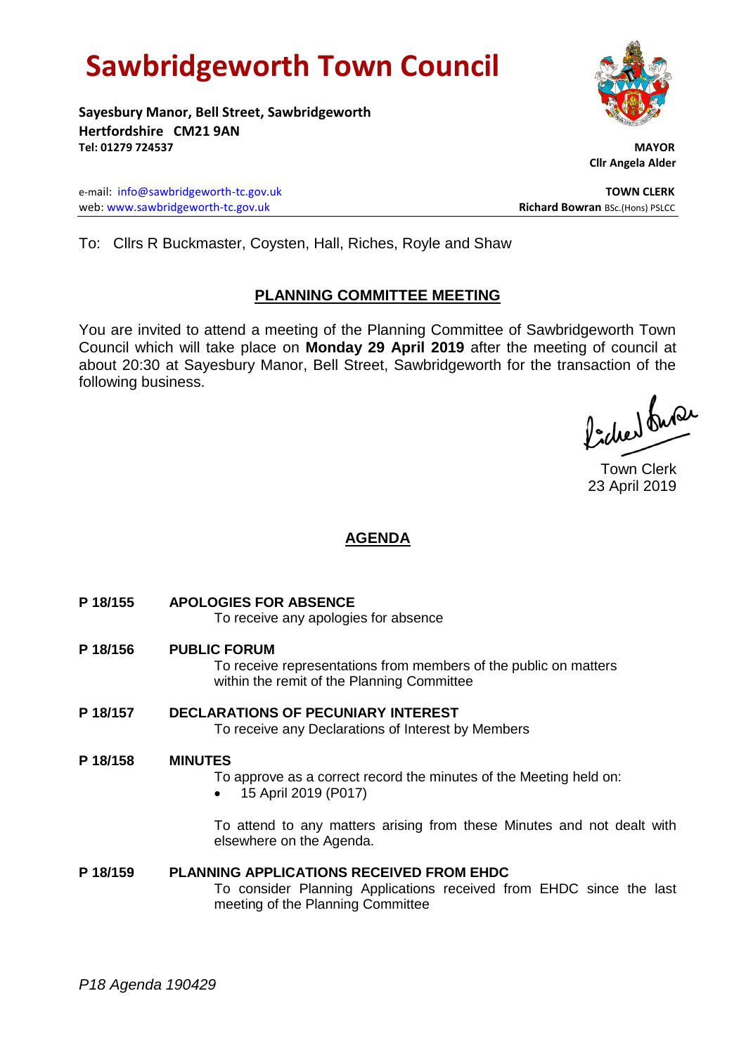# Sawbridgeworth Town Council

**Sayesbury Manor, Bell Street, Sawbridgeworth**
**Hertfordshire CM21 9AN**
**Tel: 01279 724537**

**MAYOR**
**Cllr Angela Alder**

e-mail: info@sawbridgeworth-tc.gov.uk
web: www.sawbridgeworth-tc.gov.uk

**TOWN CLERK**
**Richard Bowran** BSc.(Hons) PSLCC

To: Cllrs R Buckmaster, Coysten, Hall, Riches, Royle and Shaw

## PLANNING COMMITTEE MEETING

You are invited to attend a meeting of the Planning Committee of Sawbridgeworth Town Council which will take place on **Monday 29 April 2019** after the meeting of council at about 20:30 at Sayesbury Manor, Bell Street, Sawbridgeworth for the transaction of the following business.

Town Clerk
23 April 2019

## AGENDA

**P 18/155 APOLOGIES FOR ABSENCE**
To receive any apologies for absence

**P 18/156 PUBLIC FORUM**
To receive representations from members of the public on matters within the remit of the Planning Committee

**P 18/157 DECLARATIONS OF PECUNIARY INTEREST**
To receive any Declarations of Interest by Members

**P 18/158 MINUTES**
To approve as a correct record the minutes of the Meeting held on:

- 15 April 2019 (P017)

To attend to any matters arising from these Minutes and not dealt with elsewhere on the Agenda.

**P 18/159 PLANNING APPLICATIONS RECEIVED FROM EHDC**
To consider Planning Applications received from EHDC since the last meeting of the Planning Committee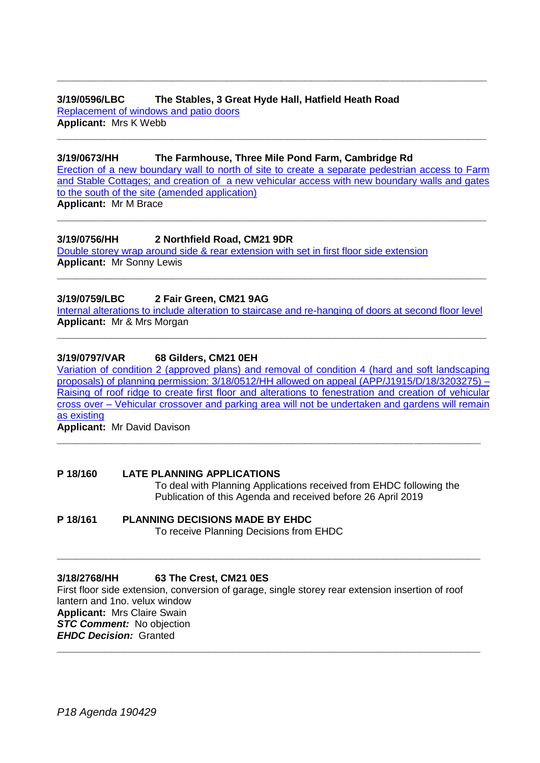---

**3/19/0596/LBC The Stables, 3 Great Hyde Hall, Hatfield Heath Road**

Replacement of windows and patio doors

**Applicant:** Mrs K Webb

---

**3/19/0673/HH The Farmhouse, Three Mile Pond Farm, Cambridge Rd**

Erection of a new boundary wall to north of site to create a separate pedestrian access to Farm and Stable Cottages; and creation of a new vehicular access with new boundary walls and gates to the south of the site (amended application)

**Applicant:** Mr M Brace

---

**3/19/0756/HH 2 Northfield Road, CM21 9DR**

Double storey wrap around side & rear extension with set in first floor side extension

**Applicant:** Mr Sonny Lewis

---

**3/19/0759/LBC 2 Fair Green, CM21 9AG**

Internal alterations to include alteration to staircase and re-hanging of doors at second floor level

**Applicant:** Mr & Mrs Morgan

---

**3/19/0797/VAR 68 Gilders, CM21 0EH**

Variation of condition 2 (approved plans) and removal of condition 4 (hard and soft landscaping proposals) of planning permission: 3/18/0512/HH allowed on appeal (APP/J1915/D/18/3203275) – Raising of roof ridge to create first floor and alterations to fenestration and creation of vehicular cross over – Vehicular crossover and parking area will not be undertaken and gardens will remain as existing

**Applicant:** Mr David Davison

---

**P 18/160 LATE PLANNING APPLICATIONS**

To deal with Planning Applications received from EHDC following the Publication of this Agenda and received before 26 April 2019

**P 18/161 PLANNING DECISIONS MADE BY EHDC**

To receive Planning Decisions from EHDC

---

**3/18/2768/HH 63 The Crest, CM21 0ES**

First floor side extension, conversion of garage, single storey rear extension insertion of roof lantern and 1no. velux window

**Applicant:** Mrs Claire Swain

***STC Comment:*** No objection

***EHDC Decision:*** Granted

---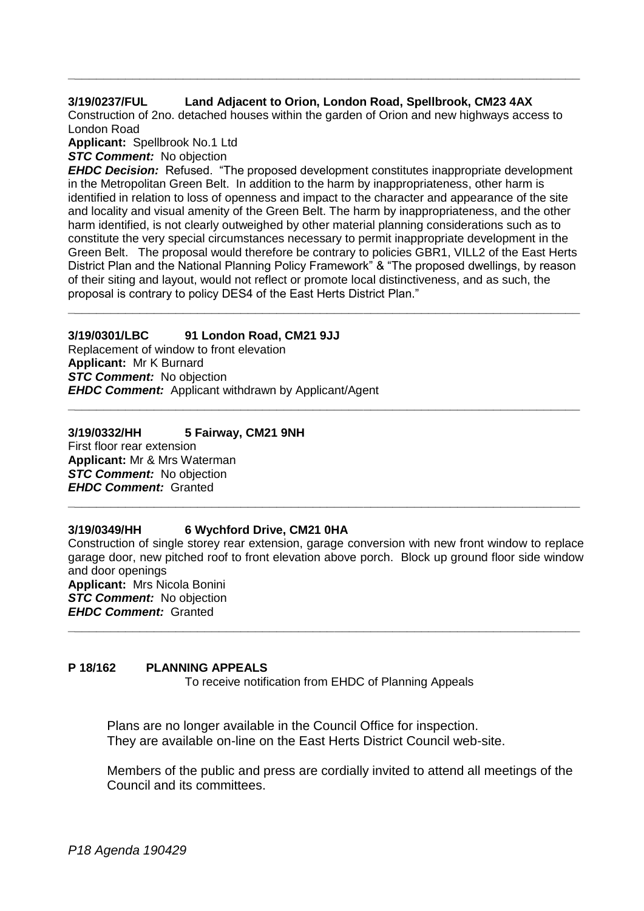---

**3/19/0237/FUL Land Adjacent to Orion, London Road, Spellbrook, CM23 4AX**

Construction of 2no. detached houses within the garden of Orion and new highways access to London Road

**Applicant:** Spellbrook No.1 Ltd

***STC Comment:*** No objection

***EHDC Decision:*** Refused. "The proposed development constitutes inappropriate development in the Metropolitan Green Belt. In addition to the harm by inappropriateness, other harm is identified in relation to loss of openness and impact to the character and appearance of the site and locality and visual amenity of the Green Belt. The harm by inappropriateness, and the other harm identified, is not clearly outweighed by other material planning considerations such as to constitute the very special circumstances necessary to permit inappropriate development in the Green Belt. The proposal would therefore be contrary to policies GBR1, VILL2 of the East Herts District Plan and the National Planning Policy Framework" & "The proposed dwellings, by reason of their siting and layout, would not reflect or promote local distinctiveness, and as such, the proposal is contrary to policy DES4 of the East Herts District Plan."

---

**3/19/0301/LBC 91 London Road, CM21 9JJ**

Replacement of window to front elevation

**Applicant:** Mr K Burnard

***STC Comment:*** No objection

***EHDC Comment:*** Applicant withdrawn by Applicant/Agent

---

**3/19/0332/HH 5 Fairway, CM21 9NH**

First floor rear extension

**Applicant:** Mr & Mrs Waterman

***STC Comment:*** No objection

***EHDC Comment:*** Granted

---

**3/19/0349/HH 6 Wychford Drive, CM21 0HA**

Construction of single storey rear extension, garage conversion with new front window to replace garage door, new pitched roof to front elevation above porch. Block up ground floor side window and door openings

**Applicant:** Mrs Nicola Bonini

***STC Comment:*** No objection

***EHDC Comment:*** Granted

---

**P 18/162 PLANNING APPEALS**

To receive notification from EHDC of Planning Appeals

Plans are no longer available in the Council Office for inspection.
They are available on-line on the East Herts District Council web-site.

Members of the public and press are cordially invited to attend all meetings of the Council and its committees.